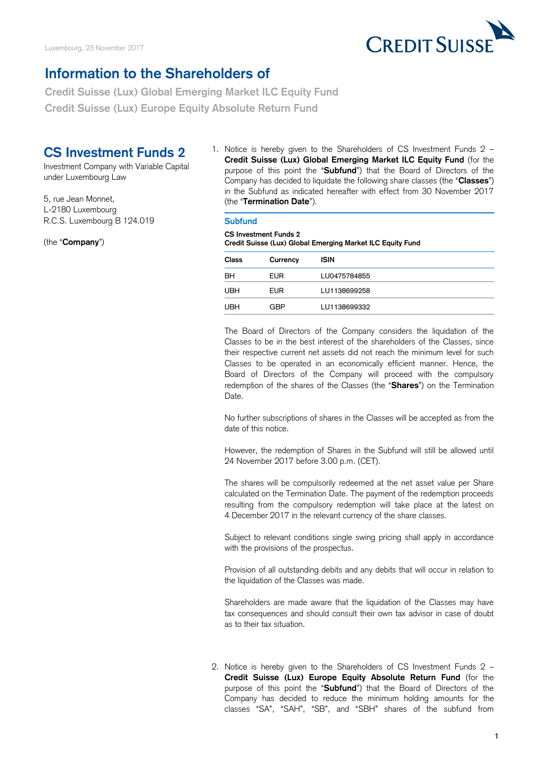Luxembourg, 23 November 2017

# Information to the Shareholders of

**Credit Suisse (Lux) Global Emerging Market ILC Equity Fund**
**Credit Suisse (Lux) Europe Equity Absolute Return Fund**

## CS Investment Funds 2

Investment Company with Variable Capital under Luxembourg Law

5, rue Jean Monnet,
L-2180 Luxembourg
R.C.S. Luxembourg B 124.019

(the "**Company**")

1. Notice is hereby given to the Shareholders of CS Investment Funds 2 – **Credit Suisse (Lux) Global Emerging Market ILC Equity Fund** (for the purpose of this point the "**Subfund**") that the Board of Directors of the Company has decided to liquidate the following share classes (the "**Classes**") in the Subfund as indicated hereafter with effect from 30 November 2017 (the "**Termination Date**").

**Subfund**

**CS Investment Funds 2**
**Credit Suisse (Lux) Global Emerging Market ILC Equity Fund**

| Class | Currency | ISIN |
|---|---|---|
| BH | EUR | LU0475784855 |
| UBH | EUR | LU1138699258 |
| UBH | GBP | LU1138699332 |

The Board of Directors of the Company considers the liquidation of the Classes to be in the best interest of the shareholders of the Classes, since their respective current net assets did not reach the minimum level for such Classes to be operated in an economically efficient manner. Hence, the Board of Directors of the Company will proceed with the compulsory redemption of the shares of the Classes (the "**Shares**") on the Termination Date.

No further subscriptions of shares in the Classes will be accepted as from the date of this notice.

However, the redemption of Shares in the Subfund will still be allowed until 24 November 2017 before 3.00 p.m. (CET).

The shares will be compulsorily redeemed at the net asset value per Share calculated on the Termination Date. The payment of the redemption proceeds resulting from the compulsory redemption will take place at the latest on 4 December 2017 in the relevant currency of the share classes.

Subject to relevant conditions single swing pricing shall apply in accordance with the provisions of the prospectus.

Provision of all outstanding debits and any debits that will occur in relation to the liquidation of the Classes was made.

Shareholders are made aware that the liquidation of the Classes may have tax consequences and should consult their own tax advisor in case of doubt as to their tax situation.

2. Notice is hereby given to the Shareholders of CS Investment Funds 2 – **Credit Suisse (Lux) Europe Equity Absolute Return Fund** (for the purpose of this point the "**Subfund**") that the Board of Directors of the Company has decided to reduce the minimum holding amounts for the classes "SA", "SAH", "SB", and "SBH" shares of the subfund from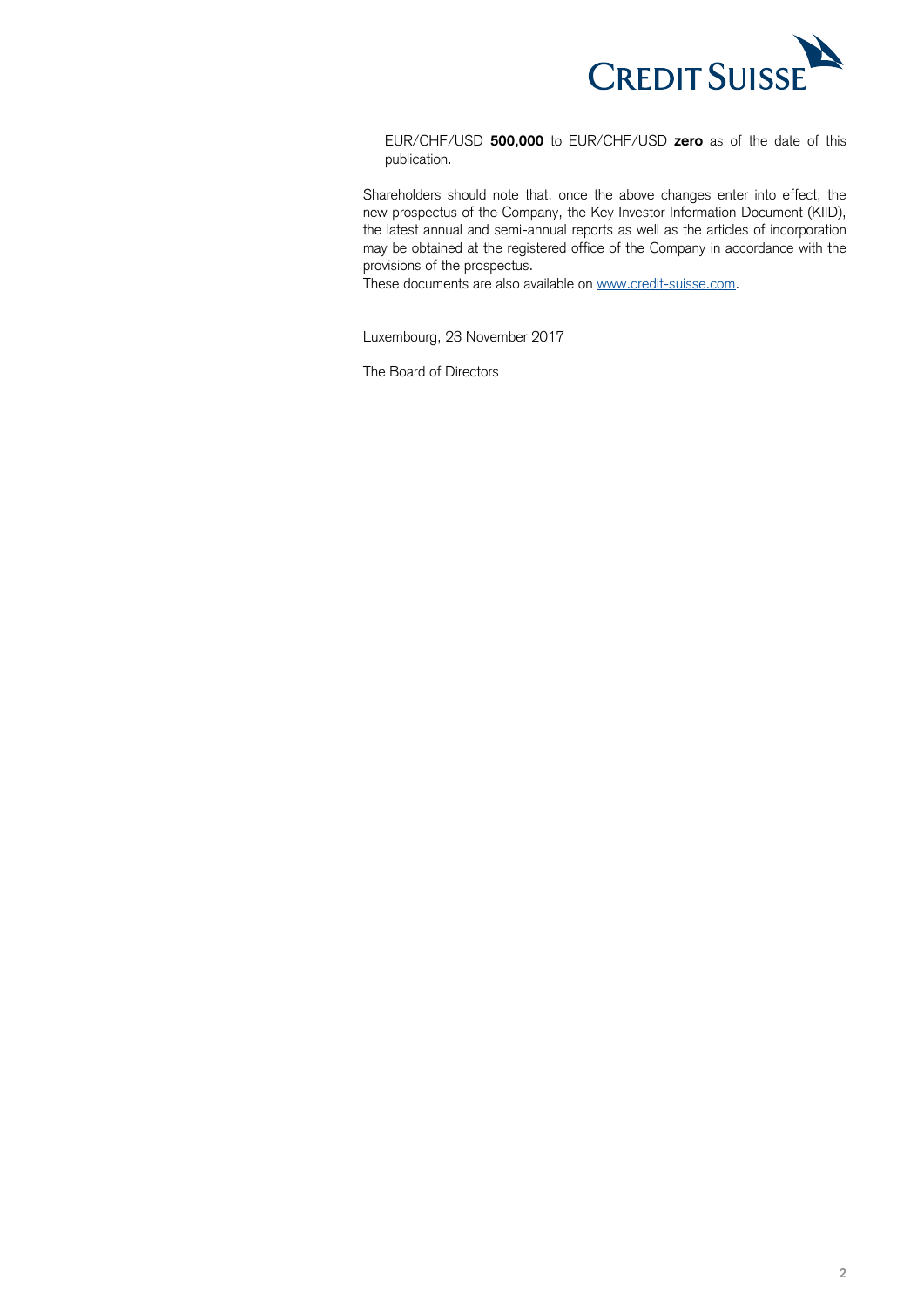EUR/CHF/USD **500,000** to EUR/CHF/USD **zero** as of the date of this publication.

Shareholders should note that, once the above changes enter into effect, the new prospectus of the Company, the Key Investor Information Document (KIID), the latest annual and semi-annual reports as well as the articles of incorporation may be obtained at the registered office of the Company in accordance with the provisions of the prospectus.
These documents are also available on www.credit-suisse.com.

Luxembourg, 23 November 2017

The Board of Directors